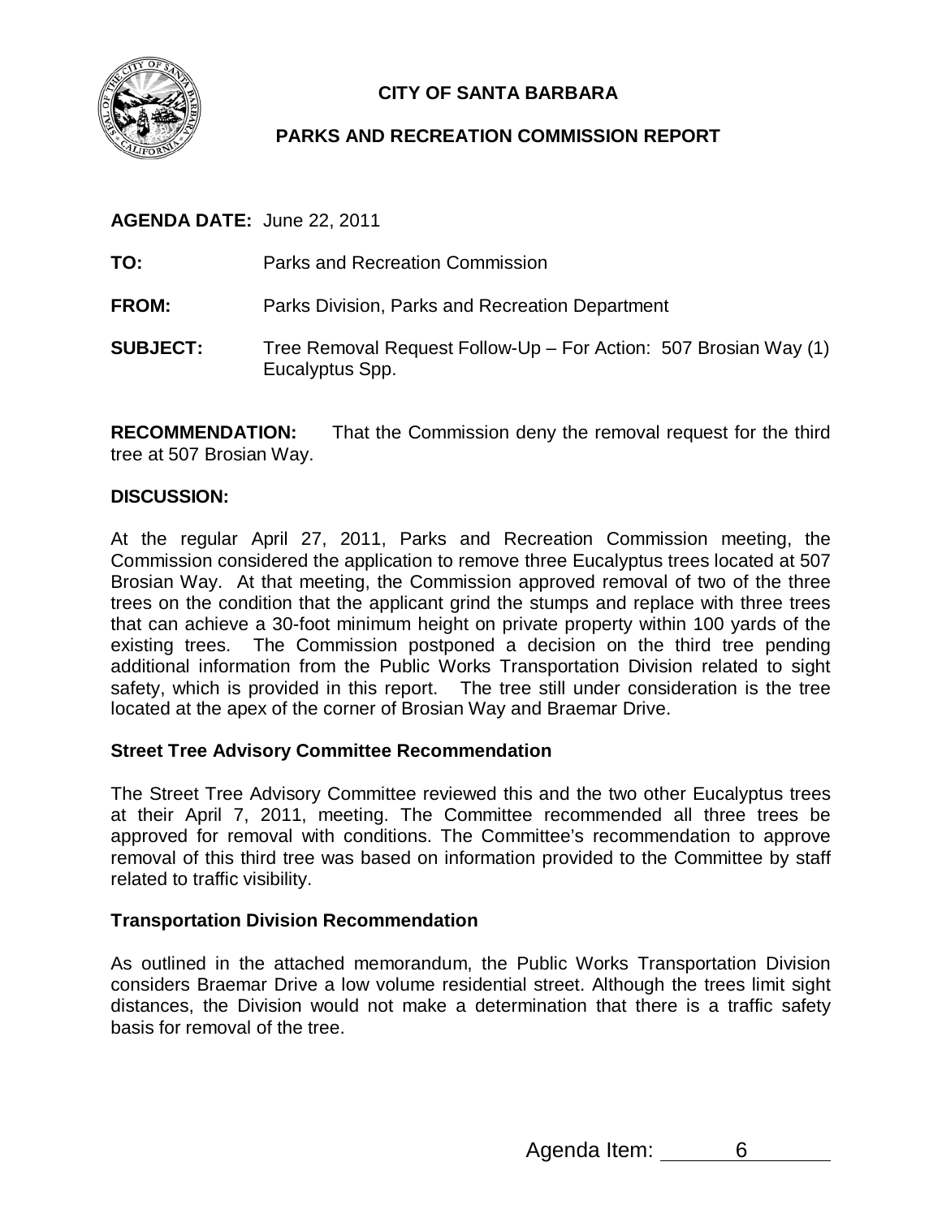# CITY OF SANTA BARBARA

## PARKS AND RECREATION COMMISSION REPORT

**AGENDA DATE:** June 22, 2011

**TO:** Parks and Recreation Commission

**FROM:** Parks Division, Parks and Recreation Department

**SUBJECT:** Tree Removal Request Follow-Up – For Action: 507 Brosian Way (1) Eucalyptus Spp.

**RECOMMENDATION:** That the Commission deny the removal request for the third tree at 507 Brosian Way.

**DISCUSSION:**

At the regular April 27, 2011, Parks and Recreation Commission meeting, the Commission considered the application to remove three Eucalyptus trees located at 507 Brosian Way. At that meeting, the Commission approved removal of two of the three trees on the condition that the applicant grind the stumps and replace with three trees that can achieve a 30-foot minimum height on private property within 100 yards of the existing trees. The Commission postponed a decision on the third tree pending additional information from the Public Works Transportation Division related to sight safety, which is provided in this report. The tree still under consideration is the tree located at the apex of the corner of Brosian Way and Braemar Drive.

**Street Tree Advisory Committee Recommendation**

The Street Tree Advisory Committee reviewed this and the two other Eucalyptus trees at their April 7, 2011, meeting. The Committee recommended all three trees be approved for removal with conditions. The Committee's recommendation to approve removal of this third tree was based on information provided to the Committee by staff related to traffic visibility.

**Transportation Division Recommendation**

As outlined in the attached memorandum, the Public Works Transportation Division considers Braemar Drive a low volume residential street. Although the trees limit sight distances, the Division would not make a determination that there is a traffic safety basis for removal of the tree.

Agenda Item: 6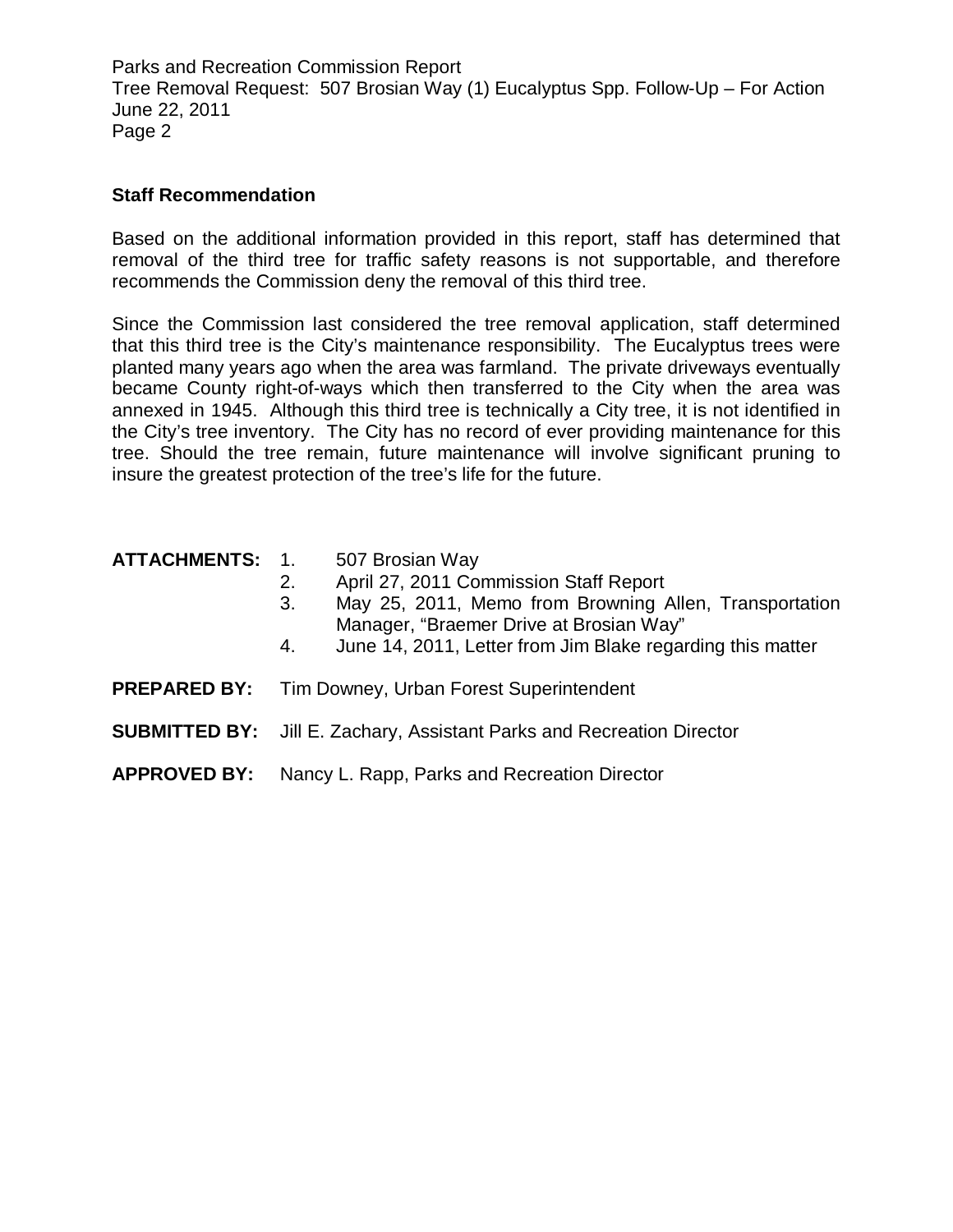## Staff Recommendation

Based on the additional information provided in this report, staff has determined that removal of the third tree for traffic safety reasons is not supportable, and therefore recommends the Commission deny the removal of this third tree.

Since the Commission last considered the tree removal application, staff determined that this third tree is the City's maintenance responsibility. The Eucalyptus trees were planted many years ago when the area was farmland. The private driveways eventually became County right-of-ways which then transferred to the City when the area was annexed in 1945. Although this third tree is technically a City tree, it is not identified in the City's tree inventory. The City has no record of ever providing maintenance for this tree. Should the tree remain, future maintenance will involve significant pruning to insure the greatest protection of the tree's life for the future.

**ATTACHMENTS:**

1. 507 Brosian Way
2. April 27, 2011 Commission Staff Report
3. May 25, 2011, Memo from Browning Allen, Transportation Manager, "Braemer Drive at Brosian Way"
4. June 14, 2011, Letter from Jim Blake regarding this matter

**PREPARED BY:** Tim Downey, Urban Forest Superintendent

**SUBMITTED BY:** Jill E. Zachary, Assistant Parks and Recreation Director

**APPROVED BY:** Nancy L. Rapp, Parks and Recreation Director